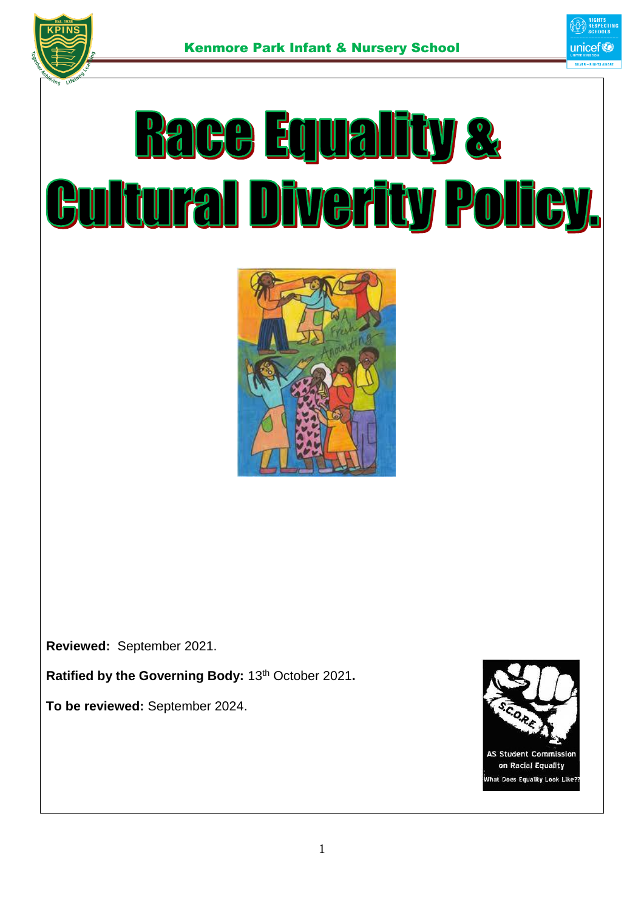Kenmore Park Infant & Nursery School

# Race Equality & Cultural Diverity Policy.

**Reviewed:** September 2021.

**Ratified by the Governing Body:** 13th October 2021**.**

**To be reviewed:** September 2024.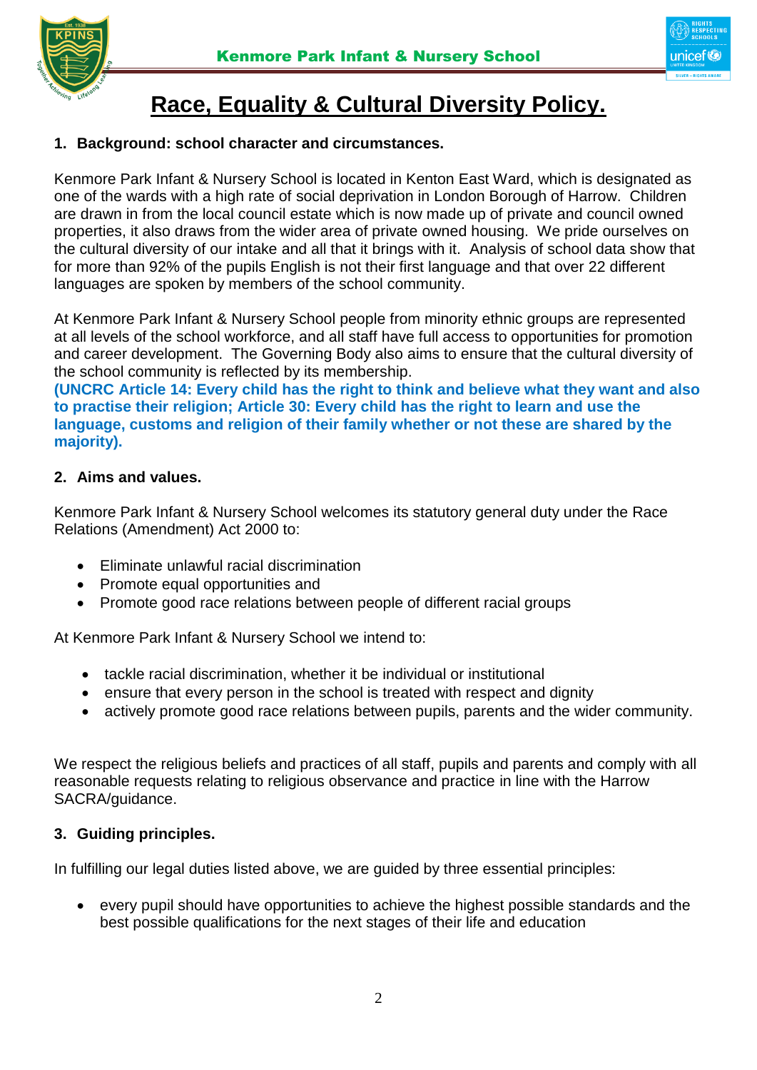# Race, Equality & Cultural Diversity Policy.

## 1. Background: school character and circumstances.

Kenmore Park Infant & Nursery School is located in Kenton East Ward, which is designated as one of the wards with a high rate of social deprivation in London Borough of Harrow. Children are drawn in from the local council estate which is now made up of private and council owned properties, it also draws from the wider area of private owned housing. We pride ourselves on the cultural diversity of our intake and all that it brings with it. Analysis of school data show that for more than 92% of the pupils English is not their first language and that over 22 different languages are spoken by members of the school community.

At Kenmore Park Infant & Nursery School people from minority ethnic groups are represented at all levels of the school workforce, and all staff have full access to opportunities for promotion and career development. The Governing Body also aims to ensure that the cultural diversity of the school community is reflected by its membership.

**(UNCRC Article 14: Every child has the right to think and believe what they want and also to practise their religion; Article 30: Every child has the right to learn and use the language, customs and religion of their family whether or not these are shared by the majority).**

## 2. Aims and values.

Kenmore Park Infant & Nursery School welcomes its statutory general duty under the Race Relations (Amendment) Act 2000 to:

- Eliminate unlawful racial discrimination
- Promote equal opportunities and
- Promote good race relations between people of different racial groups

At Kenmore Park Infant & Nursery School we intend to:

- tackle racial discrimination, whether it be individual or institutional
- ensure that every person in the school is treated with respect and dignity
- actively promote good race relations between pupils, parents and the wider community.

We respect the religious beliefs and practices of all staff, pupils and parents and comply with all reasonable requests relating to religious observance and practice in line with the Harrow SACRA/guidance.

## 3. Guiding principles.

In fulfilling our legal duties listed above, we are guided by three essential principles:

- every pupil should have opportunities to achieve the highest possible standards and the best possible qualifications for the next stages of their life and education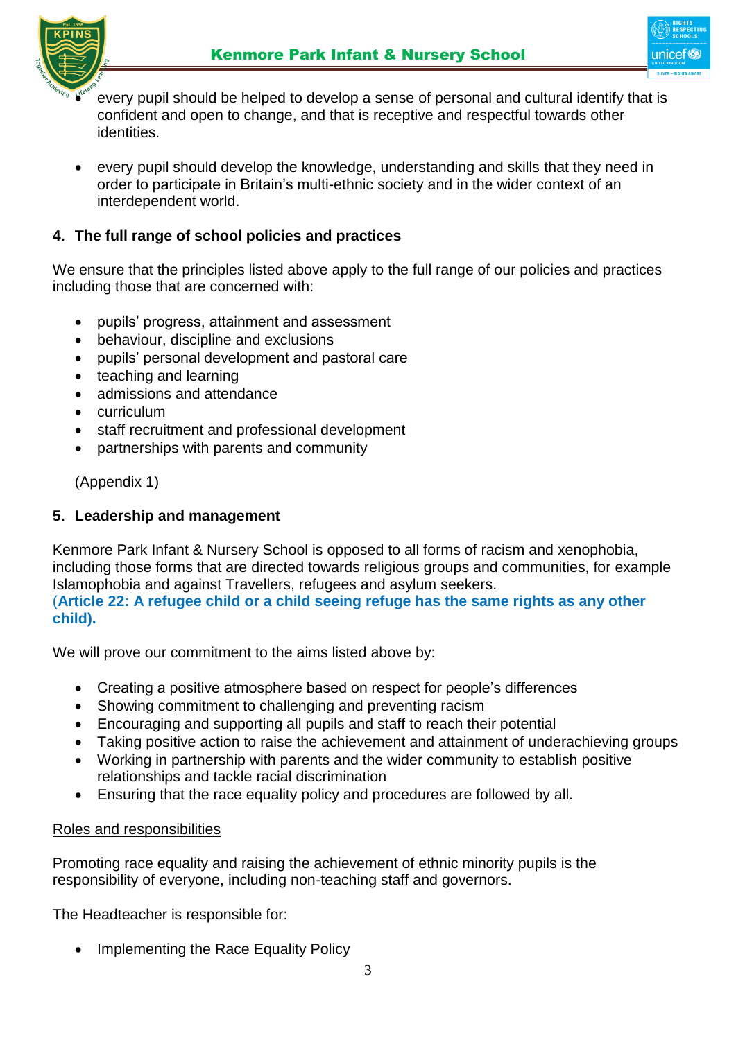- every pupil should be helped to develop a sense of personal and cultural identify that is confident and open to change, and that is receptive and respectful towards other identities.

- every pupil should develop the knowledge, understanding and skills that they need in order to participate in Britain's multi-ethnic society and in the wider context of an interdependent world.

## 4. The full range of school policies and practices

We ensure that the principles listed above apply to the full range of our policies and practices including those that are concerned with:

- pupils' progress, attainment and assessment
- behaviour, discipline and exclusions
- pupils' personal development and pastoral care
- teaching and learning
- admissions and attendance
- curriculum
- staff recruitment and professional development
- partnerships with parents and community

(Appendix 1)

## 5. Leadership and management

Kenmore Park Infant & Nursery School is opposed to all forms of racism and xenophobia, including those forms that are directed towards religious groups and communities, for example Islamophobia and against Travellers, refugees and asylum seekers.
(**Article 22: A refugee child or a child seeing refuge has the same rights as any other child).**

We will prove our commitment to the aims listed above by:

- Creating a positive atmosphere based on respect for people's differences
- Showing commitment to challenging and preventing racism
- Encouraging and supporting all pupils and staff to reach their potential
- Taking positive action to raise the achievement and attainment of underachieving groups
- Working in partnership with parents and the wider community to establish positive relationships and tackle racial discrimination
- Ensuring that the race equality policy and procedures are followed by all.

Roles and responsibilities

Promoting race equality and raising the achievement of ethnic minority pupils is the responsibility of everyone, including non-teaching staff and governors.

The Headteacher is responsible for:

- Implementing the Race Equality Policy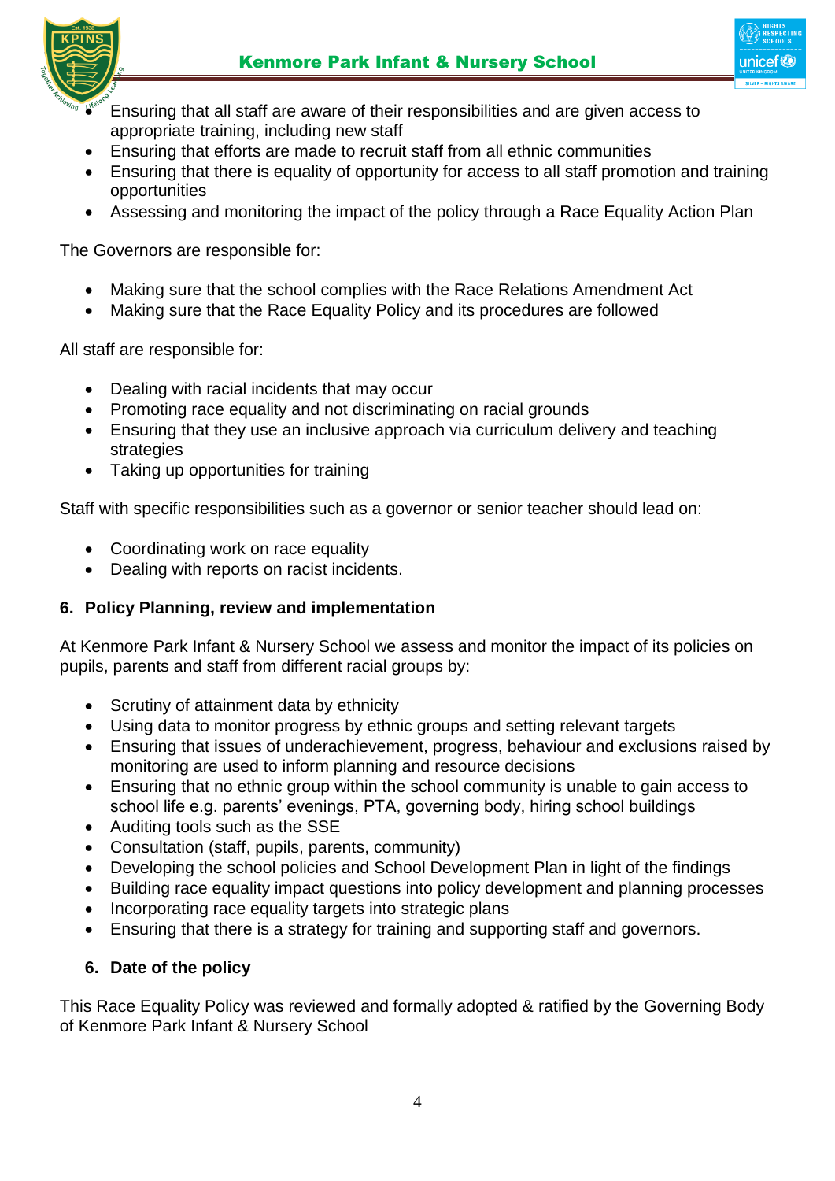- Ensuring that all staff are aware of their responsibilities and are given access to appropriate training, including new staff
- Ensuring that efforts are made to recruit staff from all ethnic communities
- Ensuring that there is equality of opportunity for access to all staff promotion and training opportunities
- Assessing and monitoring the impact of the policy through a Race Equality Action Plan

The Governors are responsible for:

- Making sure that the school complies with the Race Relations Amendment Act
- Making sure that the Race Equality Policy and its procedures are followed

All staff are responsible for:

- Dealing with racial incidents that may occur
- Promoting race equality and not discriminating on racial grounds
- Ensuring that they use an inclusive approach via curriculum delivery and teaching strategies
- Taking up opportunities for training

Staff with specific responsibilities such as a governor or senior teacher should lead on:

- Coordinating work on race equality
- Dealing with reports on racist incidents.

## 6. Policy Planning, review and implementation

At Kenmore Park Infant & Nursery School we assess and monitor the impact of its policies on pupils, parents and staff from different racial groups by:

- Scrutiny of attainment data by ethnicity
- Using data to monitor progress by ethnic groups and setting relevant targets
- Ensuring that issues of underachievement, progress, behaviour and exclusions raised by monitoring are used to inform planning and resource decisions
- Ensuring that no ethnic group within the school community is unable to gain access to school life e.g. parents' evenings, PTA, governing body, hiring school buildings
- Auditing tools such as the SSE
- Consultation (staff, pupils, parents, community)
- Developing the school policies and School Development Plan in light of the findings
- Building race equality impact questions into policy development and planning processes
- Incorporating race equality targets into strategic plans
- Ensuring that there is a strategy for training and supporting staff and governors.

## 6. Date of the policy

This Race Equality Policy was reviewed and formally adopted & ratified by the Governing Body of Kenmore Park Infant & Nursery School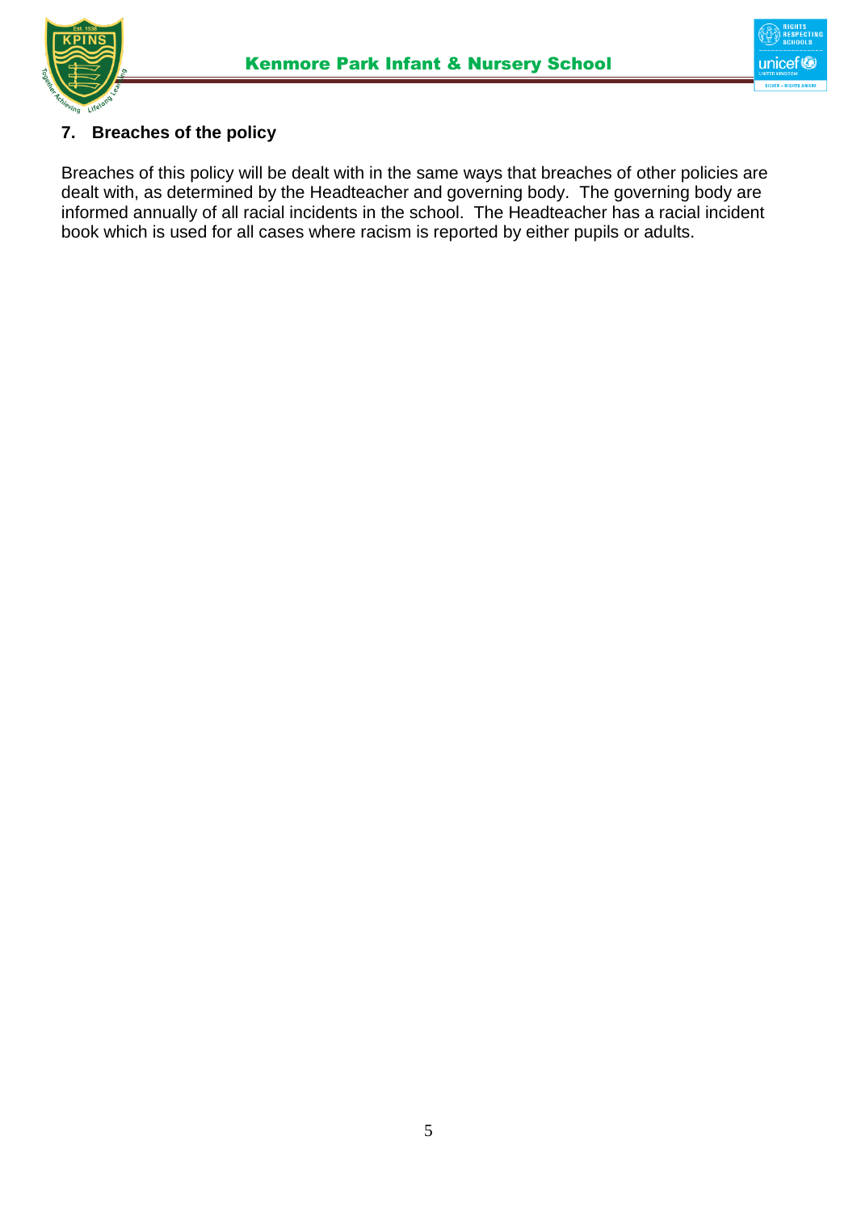## 7. Breaches of the policy

Breaches of this policy will be dealt with in the same ways that breaches of other policies are dealt with, as determined by the Headteacher and governing body. The governing body are informed annually of all racial incidents in the school. The Headteacher has a racial incident book which is used for all cases where racism is reported by either pupils or adults.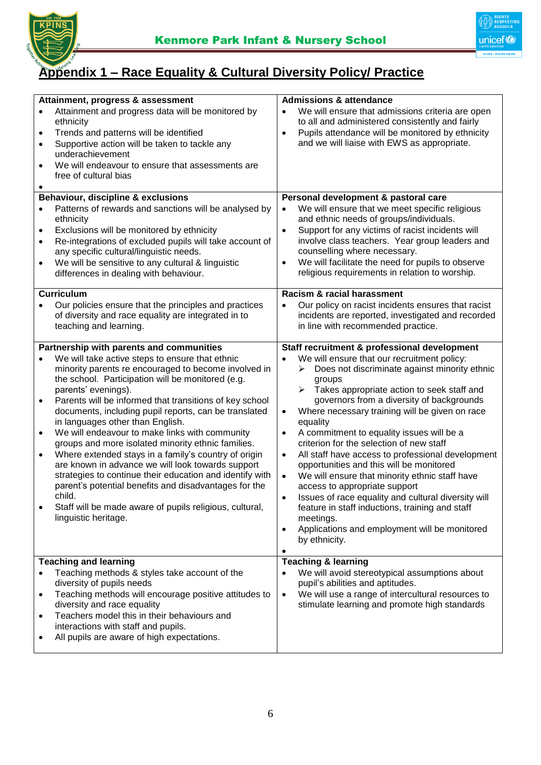# Appendix 1 – Race Equality & Cultural Diversity Policy/ Practice

| | |
|---|---|
| **Attainment, progress & assessment**<br>• Attainment and progress data will be monitored by ethnicity<br>• Trends and patterns will be identified<br>• Supportive action will be taken to tackle any underachievement<br>• We will endeavour to ensure that assessments are free of cultural bias<br>• | **Admissions & attendance**<br>• We will ensure that admissions criteria are open to all and administered consistently and fairly<br>• Pupils attendance will be monitored by ethnicity and we will liaise with EWS as appropriate. |
| **Behaviour, discipline & exclusions**<br>• Patterns of rewards and sanctions will be analysed by ethnicity<br>• Exclusions will be monitored by ethnicity<br>• Re-integrations of excluded pupils will take account of any specific cultural/linguistic needs.<br>• We will be sensitive to any cultural & linguistic differences in dealing with behaviour. | **Personal development & pastoral care**<br>• We will ensure that we meet specific religious and ethnic needs of groups/individuals.<br>• Support for any victims of racist incidents will involve class teachers. Year group leaders and counselling where necessary.<br>• We will facilitate the need for pupils to observe religious requirements in relation to worship. |
| **Curriculum**<br>• Our policies ensure that the principles and practices of diversity and race equality are integrated in to teaching and learning. | **Racism & racial harassment**<br>• Our policy on racist incidents ensures that racist incidents are reported, investigated and recorded in line with recommended practice. |
| **Partnership with parents and communities**<br>• We will take active steps to ensure that ethnic minority parents re encouraged to become involved in the school. Participation will be monitored (e.g. parents' evenings).<br>• Parents will be informed that transitions of key school documents, including pupil reports, can be translated in languages other than English.<br>• We will endeavour to make links with community groups and more isolated minority ethnic families.<br>• Where extended stays in a family's country of origin are known in advance we will look towards support strategies to continue their education and identify with parent's potential benefits and disadvantages for the child.<br>• Staff will be made aware of pupils religious, cultural, linguistic heritage. | **Staff recruitment & professional development**<br>• We will ensure that our recruitment policy:<br>&nbsp;&nbsp;➢ Does not discriminate against minority ethnic groups<br>&nbsp;&nbsp;➢ Takes appropriate action to seek staff and governors from a diversity of backgrounds<br>• Where necessary training will be given on race equality<br>• A commitment to equality issues will be a criterion for the selection of new staff<br>• All staff have access to professional development opportunities and this will be monitored<br>• We will ensure that minority ethnic staff have access to appropriate support<br>• Issues of race equality and cultural diversity will feature in staff inductions, training and staff meetings.<br>• Applications and employment will be monitored by ethnicity.<br>• |
| **Teaching and learning**<br>• Teaching methods & styles take account of the diversity of pupils needs<br>• Teaching methods will encourage positive attitudes to diversity and race equality<br>• Teachers model this in their behaviours and interactions with staff and pupils.<br>• All pupils are aware of high expectations. | **Teaching & learning**<br>• We will avoid stereotypical assumptions about pupil's abilities and aptitudes.<br>• We will use a range of intercultural resources to stimulate learning and promote high standards |